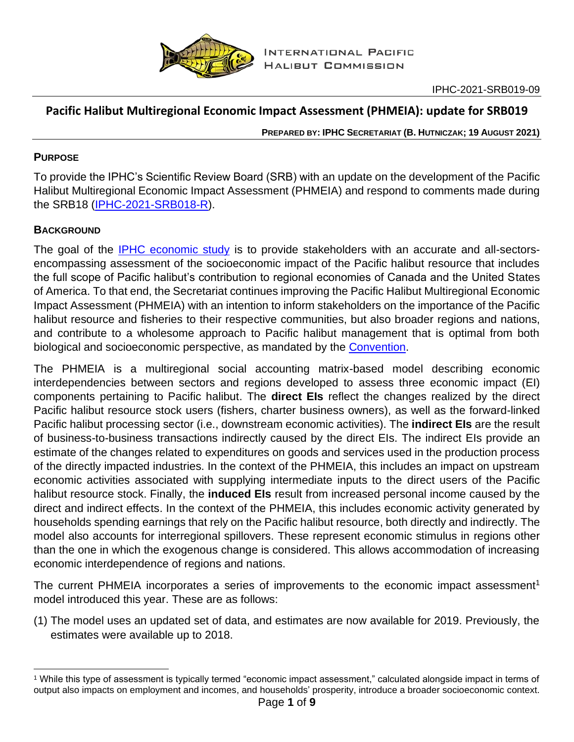IPHC-2021-SRB019-09

# Pacific Halibut Multiregional Economic Impact Assessment (PHMEIA): update for SRB019

**PREPARED BY: IPHC SECRETARIAT (B. HUTNICZAK; 19 AUGUST 2021)**

## PURPOSE

To provide the IPHC's Scientific Review Board (SRB) with an update on the development of the Pacific Halibut Multiregional Economic Impact Assessment (PHMEIA) and respond to comments made during the SRB18 (IPHC-2021-SRB018-R).

## BACKGROUND

The goal of the IPHC economic study is to provide stakeholders with an accurate and all-sectors-encompassing assessment of the socioeconomic impact of the Pacific halibut resource that includes the full scope of Pacific halibut's contribution to regional economies of Canada and the United States of America. To that end, the Secretariat continues improving the Pacific Halibut Multiregional Economic Impact Assessment (PHMEIA) with an intention to inform stakeholders on the importance of the Pacific halibut resource and fisheries to their respective communities, but also broader regions and nations, and contribute to a wholesome approach to Pacific halibut management that is optimal from both biological and socioeconomic perspective, as mandated by the Convention.

The PHMEIA is a multiregional social accounting matrix-based model describing economic interdependencies between sectors and regions developed to assess three economic impact (EI) components pertaining to Pacific halibut. The **direct EIs** reflect the changes realized by the direct Pacific halibut resource stock users (fishers, charter business owners), as well as the forward-linked Pacific halibut processing sector (i.e., downstream economic activities). The **indirect EIs** are the result of business-to-business transactions indirectly caused by the direct EIs. The indirect EIs provide an estimate of the changes related to expenditures on goods and services used in the production process of the directly impacted industries. In the context of the PHMEIA, this includes an impact on upstream economic activities associated with supplying intermediate inputs to the direct users of the Pacific halibut resource stock. Finally, the **induced EIs** result from increased personal income caused by the direct and indirect effects. In the context of the PHMEIA, this includes economic activity generated by households spending earnings that rely on the Pacific halibut resource, both directly and indirectly. The model also accounts for interregional spillovers. These represent economic stimulus in regions other than the one in which the exogenous change is considered. This allows accommodation of increasing economic interdependence of regions and nations.

The current PHMEIA incorporates a series of improvements to the economic impact assessment[1] model introduced this year. These are as follows:

(1) The model uses an updated set of data, and estimates are now available for 2019. Previously, the estimates were available up to 2018.

[1] While this type of assessment is typically termed "economic impact assessment," calculated alongside impact in terms of output also impacts on employment and incomes, and households' prosperity, introduce a broader socioeconomic context.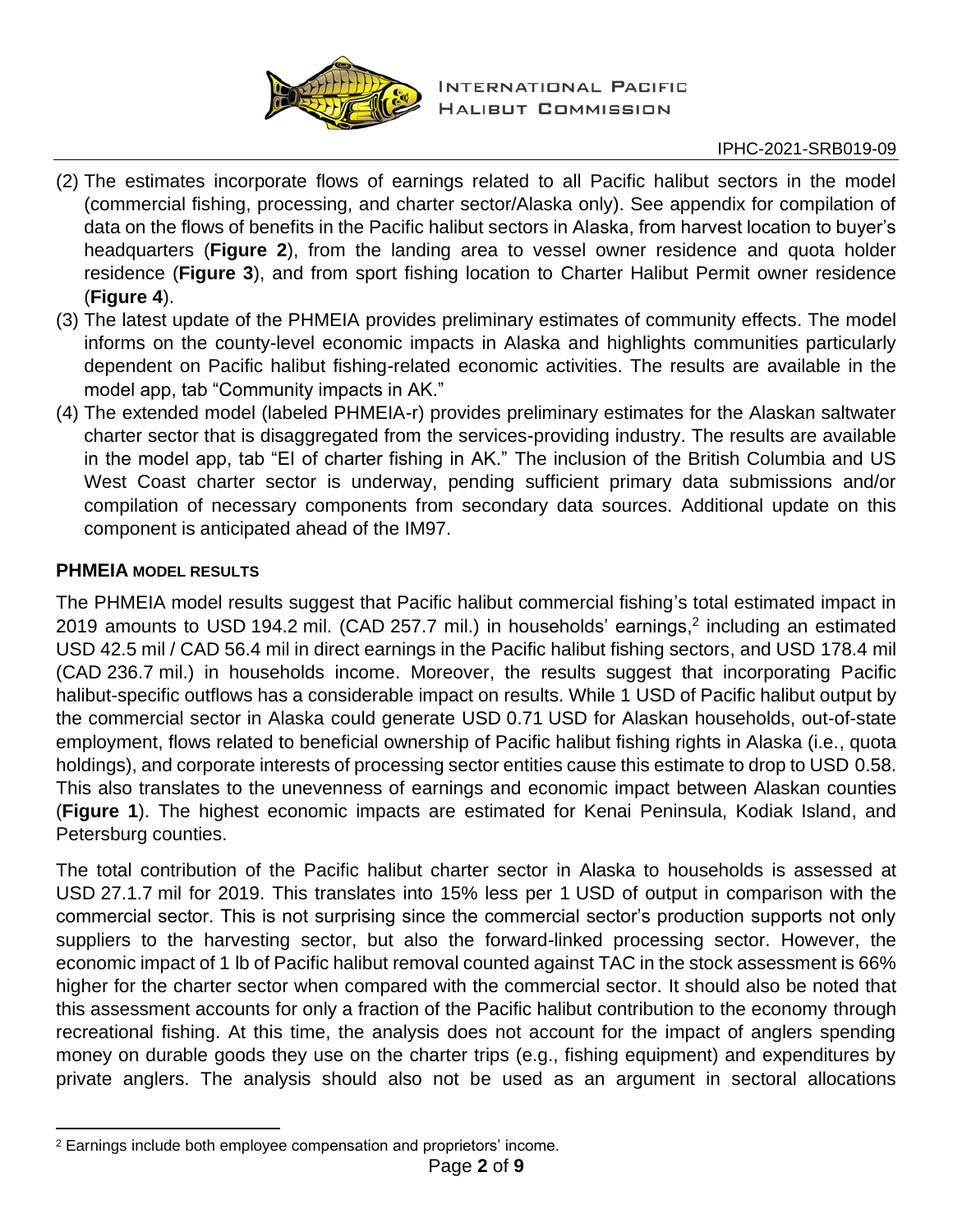(2) The estimates incorporate flows of earnings related to all Pacific halibut sectors in the model (commercial fishing, processing, and charter sector/Alaska only). See appendix for compilation of data on the flows of benefits in the Pacific halibut sectors in Alaska, from harvest location to buyer's headquarters (**Figure 2**), from the landing area to vessel owner residence and quota holder residence (**Figure 3**), and from sport fishing location to Charter Halibut Permit owner residence (**Figure 4**).

(3) The latest update of the PHMEIA provides preliminary estimates of community effects. The model informs on the county-level economic impacts in Alaska and highlights communities particularly dependent on Pacific halibut fishing-related economic activities. The results are available in the model app, tab "Community impacts in AK."

(4) The extended model (labeled PHMEIA-r) provides preliminary estimates for the Alaskan saltwater charter sector that is disaggregated from the services-providing industry. The results are available in the model app, tab "EI of charter fishing in AK." The inclusion of the British Columbia and US West Coast charter sector is underway, pending sufficient primary data submissions and/or compilation of necessary components from secondary data sources. Additional update on this component is anticipated ahead of the IM97.

## PHMEIA MODEL RESULTS

The PHMEIA model results suggest that Pacific halibut commercial fishing's total estimated impact in 2019 amounts to USD 194.2 mil. (CAD 257.7 mil.) in households' earnings,[2] including an estimated USD 42.5 mil / CAD 56.4 mil in direct earnings in the Pacific halibut fishing sectors, and USD 178.4 mil (CAD 236.7 mil.) in households income. Moreover, the results suggest that incorporating Pacific halibut-specific outflows has a considerable impact on results. While 1 USD of Pacific halibut output by the commercial sector in Alaska could generate USD 0.71 USD for Alaskan households, out-of-state employment, flows related to beneficial ownership of Pacific halibut fishing rights in Alaska (i.e., quota holdings), and corporate interests of processing sector entities cause this estimate to drop to USD 0.58. This also translates to the unevenness of earnings and economic impact between Alaskan counties (**Figure 1**). The highest economic impacts are estimated for Kenai Peninsula, Kodiak Island, and Petersburg counties.

The total contribution of the Pacific halibut charter sector in Alaska to households is assessed at USD 27.1.7 mil for 2019. This translates into 15% less per 1 USD of output in comparison with the commercial sector. This is not surprising since the commercial sector's production supports not only suppliers to the harvesting sector, but also the forward-linked processing sector. However, the economic impact of 1 lb of Pacific halibut removal counted against TAC in the stock assessment is 66% higher for the charter sector when compared with the commercial sector. It should also be noted that this assessment accounts for only a fraction of the Pacific halibut contribution to the economy through recreational fishing. At this time, the analysis does not account for the impact of anglers spending money on durable goods they use on the charter trips (e.g., fishing equipment) and expenditures by private anglers. The analysis should also not be used as an argument in sectoral allocations

[2] Earnings include both employee compensation and proprietors' income.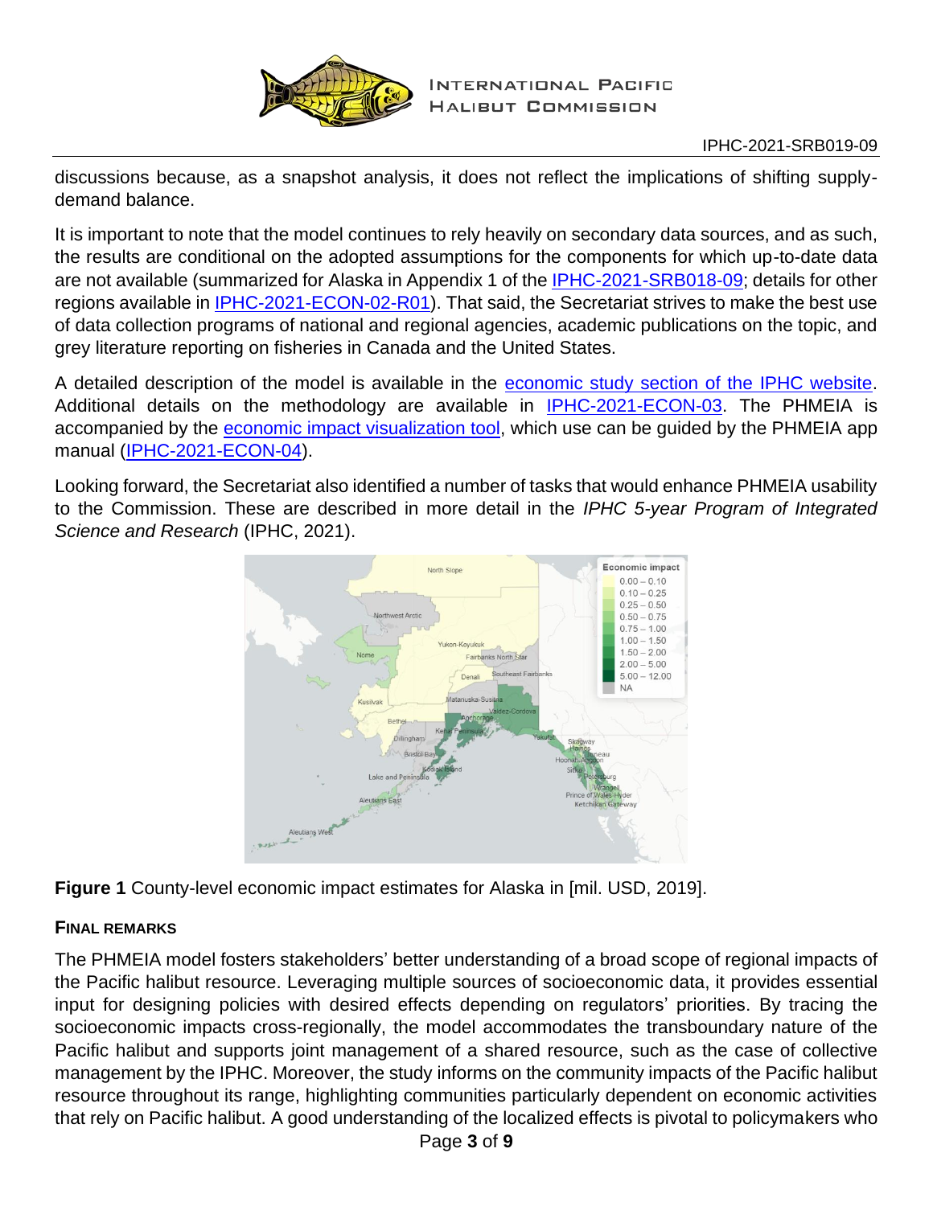discussions because, as a snapshot analysis, it does not reflect the implications of shifting supply-demand balance.

It is important to note that the model continues to rely heavily on secondary data sources, and as such, the results are conditional on the adopted assumptions for the components for which up-to-date data are not available (summarized for Alaska in Appendix 1 of the IPHC-2021-SRB018-09; details for other regions available in IPHC-2021-ECON-02-R01). That said, the Secretariat strives to make the best use of data collection programs of national and regional agencies, academic publications on the topic, and grey literature reporting on fisheries in Canada and the United States.

A detailed description of the model is available in the economic study section of the IPHC website. Additional details on the methodology are available in IPHC-2021-ECON-03. The PHMEIA is accompanied by the economic impact visualization tool, which use can be guided by the PHMEIA app manual (IPHC-2021-ECON-04).

Looking forward, the Secretariat also identified a number of tasks that would enhance PHMEIA usability to the Commission. These are described in more detail in the *IPHC 5-year Program of Integrated Science and Research* (IPHC, 2021).

**Figure 1** County-level economic impact estimates for Alaska in [mil. USD, 2019].

#### Final remarks

The PHMEIA model fosters stakeholders' better understanding of a broad scope of regional impacts of the Pacific halibut resource. Leveraging multiple sources of socioeconomic data, it provides essential input for designing policies with desired effects depending on regulators' priorities. By tracing the socioeconomic impacts cross-regionally, the model accommodates the transboundary nature of the Pacific halibut and supports joint management of a shared resource, such as the case of collective management by the IPHC. Moreover, the study informs on the community impacts of the Pacific halibut resource throughout its range, highlighting communities particularly dependent on economic activities that rely on Pacific halibut. A good understanding of the localized effects is pivotal to policymakers who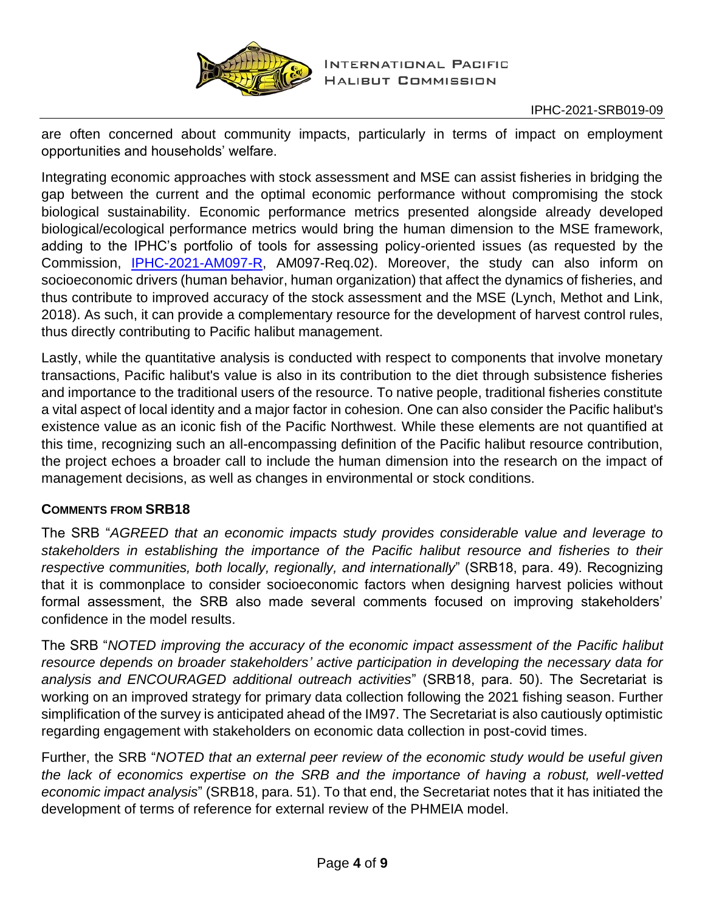are often concerned about community impacts, particularly in terms of impact on employment opportunities and households' welfare.

Integrating economic approaches with stock assessment and MSE can assist fisheries in bridging the gap between the current and the optimal economic performance without compromising the stock biological sustainability. Economic performance metrics presented alongside already developed biological/ecological performance metrics would bring the human dimension to the MSE framework, adding to the IPHC's portfolio of tools for assessing policy-oriented issues (as requested by the Commission, IPHC-2021-AM097-R, AM097-Req.02). Moreover, the study can also inform on socioeconomic drivers (human behavior, human organization) that affect the dynamics of fisheries, and thus contribute to improved accuracy of the stock assessment and the MSE (Lynch, Methot and Link, 2018). As such, it can provide a complementary resource for the development of harvest control rules, thus directly contributing to Pacific halibut management.

Lastly, while the quantitative analysis is conducted with respect to components that involve monetary transactions, Pacific halibut's value is also in its contribution to the diet through subsistence fisheries and importance to the traditional users of the resource. To native people, traditional fisheries constitute a vital aspect of local identity and a major factor in cohesion. One can also consider the Pacific halibut's existence value as an iconic fish of the Pacific Northwest. While these elements are not quantified at this time, recognizing such an all-encompassing definition of the Pacific halibut resource contribution, the project echoes a broader call to include the human dimension into the research on the impact of management decisions, as well as changes in environmental or stock conditions.

## COMMENTS FROM SRB18

The SRB "*AGREED that an economic impacts study provides considerable value and leverage to stakeholders in establishing the importance of the Pacific halibut resource and fisheries to their respective communities, both locally, regionally, and internationally*" (SRB18, para. 49). Recognizing that it is commonplace to consider socioeconomic factors when designing harvest policies without formal assessment, the SRB also made several comments focused on improving stakeholders' confidence in the model results.

The SRB "*NOTED improving the accuracy of the economic impact assessment of the Pacific halibut resource depends on broader stakeholders' active participation in developing the necessary data for analysis and ENCOURAGED additional outreach activities*" (SRB18, para. 50). The Secretariat is working on an improved strategy for primary data collection following the 2021 fishing season. Further simplification of the survey is anticipated ahead of the IM97. The Secretariat is also cautiously optimistic regarding engagement with stakeholders on economic data collection in post-covid times.

Further, the SRB "*NOTED that an external peer review of the economic study would be useful given the lack of economics expertise on the SRB and the importance of having a robust, well-vetted economic impact analysis*" (SRB18, para. 51). To that end, the Secretariat notes that it has initiated the development of terms of reference for external review of the PHMEIA model.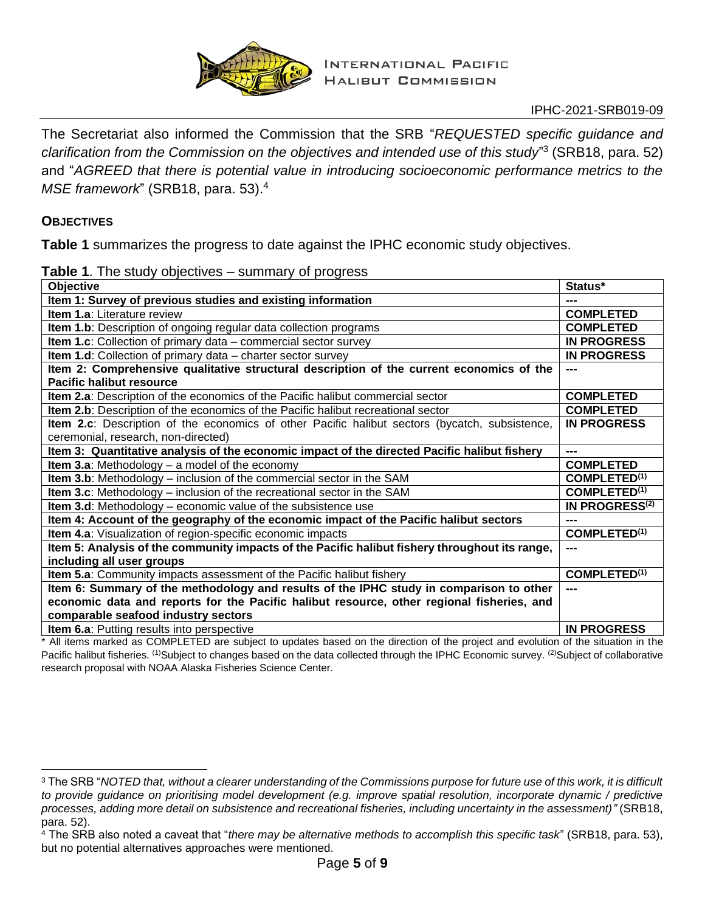The Secretariat also informed the Commission that the SRB "*REQUESTED specific guidance and clarification from the Commission on the objectives and intended use of this study*"[3] (SRB18, para. 52) and "*AGREED that there is potential value in introducing socioeconomic performance metrics to the MSE framework*" (SRB18, para. 53).[4]

## OBJECTIVES

**Table 1** summarizes the progress to date against the IPHC economic study objectives.

**Table 1**. The study objectives – summary of progress

| Objective | Status* |
|---|---|
| **Item 1: Survey of previous studies and existing information** | **---** |
| **Item 1.a**: Literature review | **COMPLETED** |
| **Item 1.b**: Description of ongoing regular data collection programs | **COMPLETED** |
| **Item 1.c**: Collection of primary data – commercial sector survey | **IN PROGRESS** |
| **Item 1.d**: Collection of primary data – charter sector survey | **IN PROGRESS** |
| **Item 2: Comprehensive qualitative structural description of the current economics of the Pacific halibut resource** | **---** |
| **Item 2.a**: Description of the economics of the Pacific halibut commercial sector | **COMPLETED** |
| **Item 2.b**: Description of the economics of the Pacific halibut recreational sector | **COMPLETED** |
| **Item 2.c**: Description of the economics of other Pacific halibut sectors (bycatch, subsistence, ceremonial, research, non-directed) | **IN PROGRESS** |
| **Item 3: Quantitative analysis of the economic impact of the directed Pacific halibut fishery** | **---** |
| **Item 3.a**: Methodology – a model of the economy | **COMPLETED** |
| **Item 3.b**: Methodology – inclusion of the commercial sector in the SAM | **COMPLETED(1)** |
| **Item 3.c**: Methodology – inclusion of the recreational sector in the SAM | **COMPLETED(1)** |
| **Item 3.d**: Methodology – economic value of the subsistence use | **IN PROGRESS(2)** |
| **Item 4: Account of the geography of the economic impact of the Pacific halibut sectors** | **---** |
| **Item 4.a**: Visualization of region-specific economic impacts | **COMPLETED(1)** |
| **Item 5: Analysis of the community impacts of the Pacific halibut fishery throughout its range, including all user groups** | **---** |
| **Item 5.a**: Community impacts assessment of the Pacific halibut fishery | **COMPLETED(1)** |
| **Item 6: Summary of the methodology and results of the IPHC study in comparison to other economic data and reports for the Pacific halibut resource, other regional fisheries, and comparable seafood industry sectors** | **---** |
| **Item 6.a**: Putting results into perspective | **IN PROGRESS** |

* All items marked as COMPLETED are subject to updates based on the direction of the project and evolution of the situation in the Pacific halibut fisheries. (1)Subject to changes based on the data collected through the IPHC Economic survey. (2)Subject of collaborative research proposal with NOAA Alaska Fisheries Science Center.

---

[3] The SRB "*NOTED that, without a clearer understanding of the Commissions purpose for future use of this work, it is difficult to provide guidance on prioritising model development (e.g. improve spatial resolution, incorporate dynamic / predictive processes, adding more detail on subsistence and recreational fisheries, including uncertainty in the assessment)"* (SRB18, para. 52).

[4] The SRB also noted a caveat that "*there may be alternative methods to accomplish this specific task*" (SRB18, para. 53), but no potential alternatives approaches were mentioned.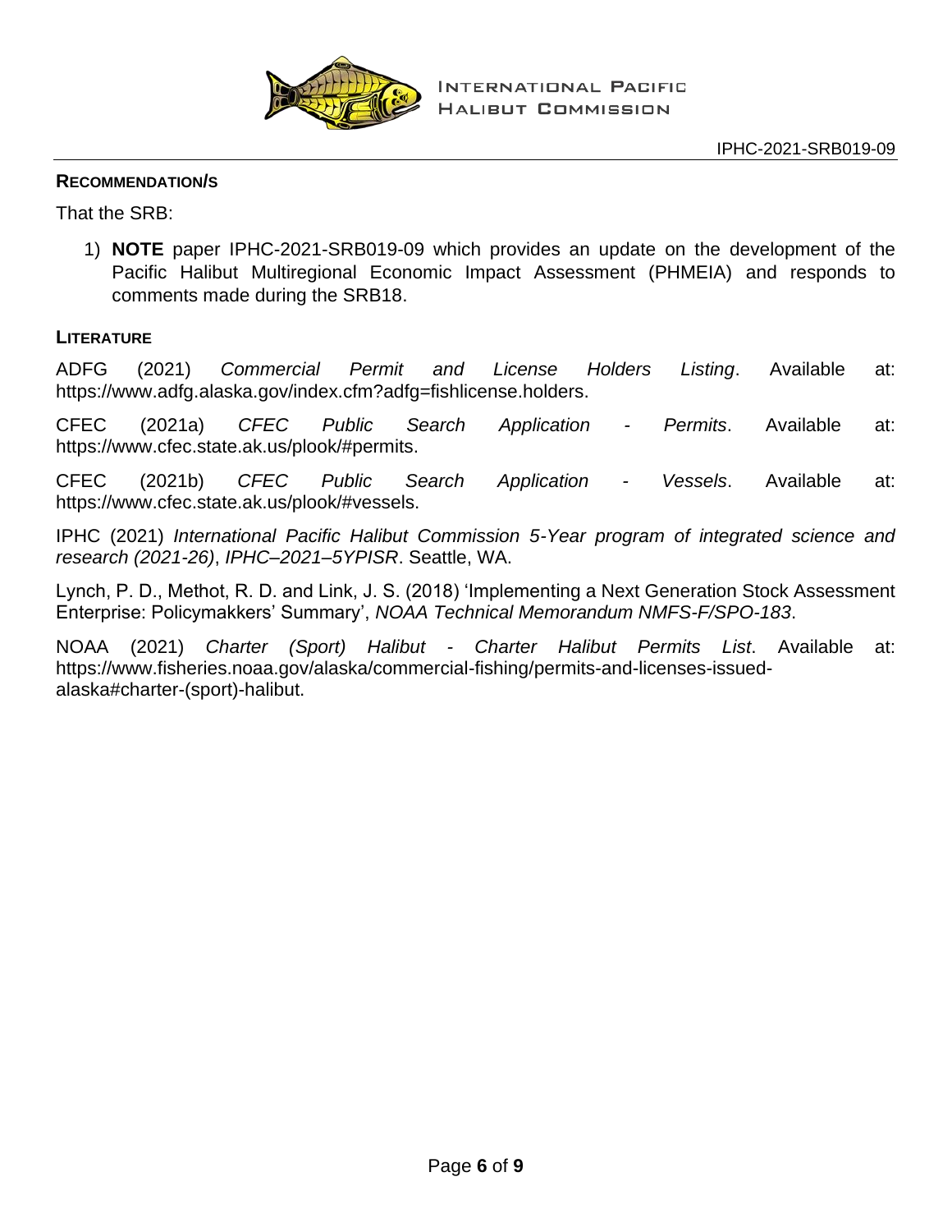## RECOMMENDATION/S

That the SRB:

1) **NOTE** paper IPHC-2021-SRB019-09 which provides an update on the development of the Pacific Halibut Multiregional Economic Impact Assessment (PHMEIA) and responds to comments made during the SRB18.

## LITERATURE

ADFG (2021) *Commercial Permit and License Holders Listing*. Available at: https://www.adfg.alaska.gov/index.cfm?adfg=fishlicense.holders.

CFEC (2021a) *CFEC Public Search Application - Permits*. Available at: https://www.cfec.state.ak.us/plook/#permits.

CFEC (2021b) *CFEC Public Search Application - Vessels*. Available at: https://www.cfec.state.ak.us/plook/#vessels.

IPHC (2021) *International Pacific Halibut Commission 5-Year program of integrated science and research (2021-26)*, *IPHC–2021–5YPISR*. Seattle, WA.

Lynch, P. D., Methot, R. D. and Link, J. S. (2018) 'Implementing a Next Generation Stock Assessment Enterprise: Policymakkers' Summary', *NOAA Technical Memorandum NMFS-F/SPO-183*.

NOAA (2021) *Charter (Sport) Halibut - Charter Halibut Permits List*. Available at: https://www.fisheries.noaa.gov/alaska/commercial-fishing/permits-and-licenses-issued-alaska#charter-(sport)-halibut.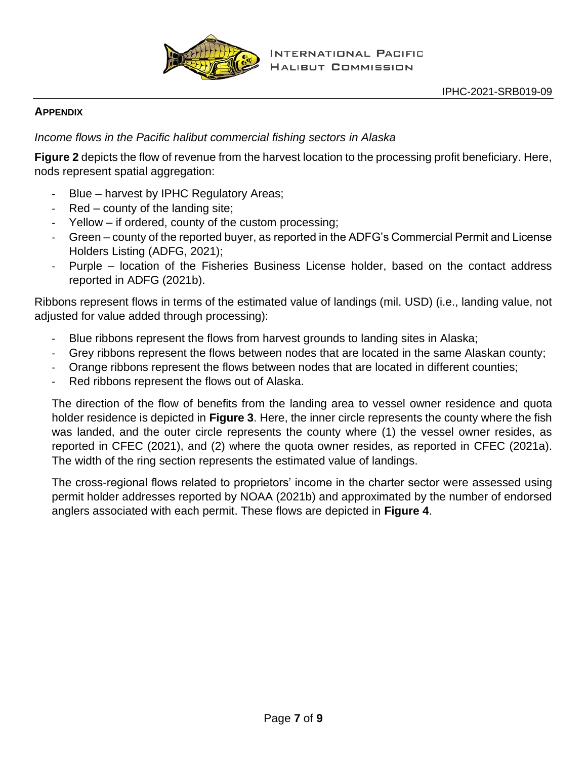**APPENDIX**

*Income flows in the Pacific halibut commercial fishing sectors in Alaska*

**Figure 2** depicts the flow of revenue from the harvest location to the processing profit beneficiary. Here, nods represent spatial aggregation:

- Blue – harvest by IPHC Regulatory Areas;
- Red – county of the landing site;
- Yellow – if ordered, county of the custom processing;
- Green – county of the reported buyer, as reported in the ADFG's Commercial Permit and License Holders Listing (ADFG, 2021);
- Purple – location of the Fisheries Business License holder, based on the contact address reported in ADFG (2021b).

Ribbons represent flows in terms of the estimated value of landings (mil. USD) (i.e., landing value, not adjusted for value added through processing):

- Blue ribbons represent the flows from harvest grounds to landing sites in Alaska;
- Grey ribbons represent the flows between nodes that are located in the same Alaskan county;
- Orange ribbons represent the flows between nodes that are located in different counties;
- Red ribbons represent the flows out of Alaska.

The direction of the flow of benefits from the landing area to vessel owner residence and quota holder residence is depicted in **Figure 3**. Here, the inner circle represents the county where the fish was landed, and the outer circle represents the county where (1) the vessel owner resides, as reported in CFEC (2021), and (2) where the quota owner resides, as reported in CFEC (2021a). The width of the ring section represents the estimated value of landings.

The cross-regional flows related to proprietors' income in the charter sector were assessed using permit holder addresses reported by NOAA (2021b) and approximated by the number of endorsed anglers associated with each permit. These flows are depicted in **Figure 4**.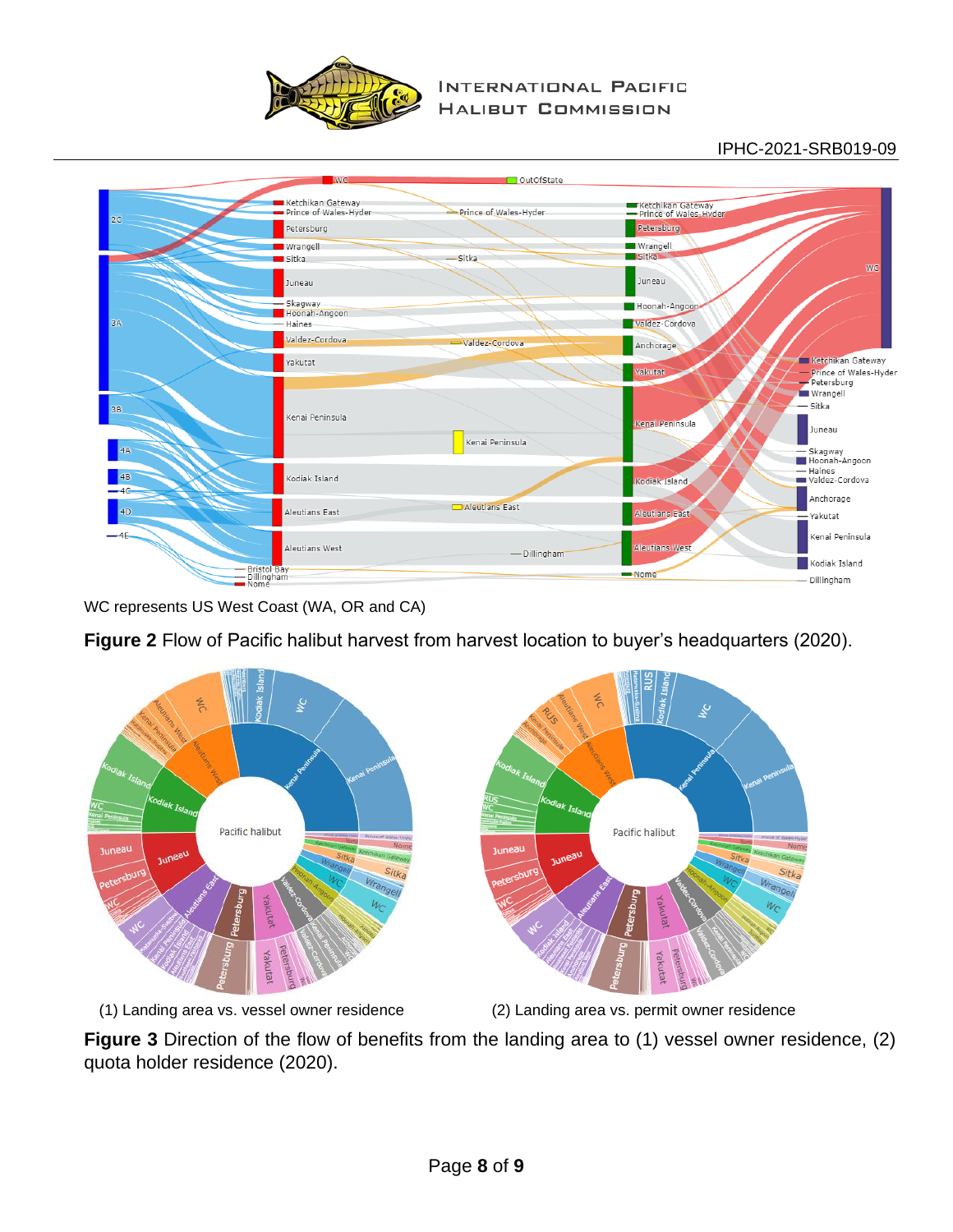WC represents US West Coast (WA, OR and CA)

**Figure 2** Flow of Pacific halibut harvest from harvest location to buyer's headquarters (2020).

(1) Landing area vs. vessel owner residence

(2) Landing area vs. permit owner residence

**Figure 3** Direction of the flow of benefits from the landing area to (1) vessel owner residence, (2) quota holder residence (2020).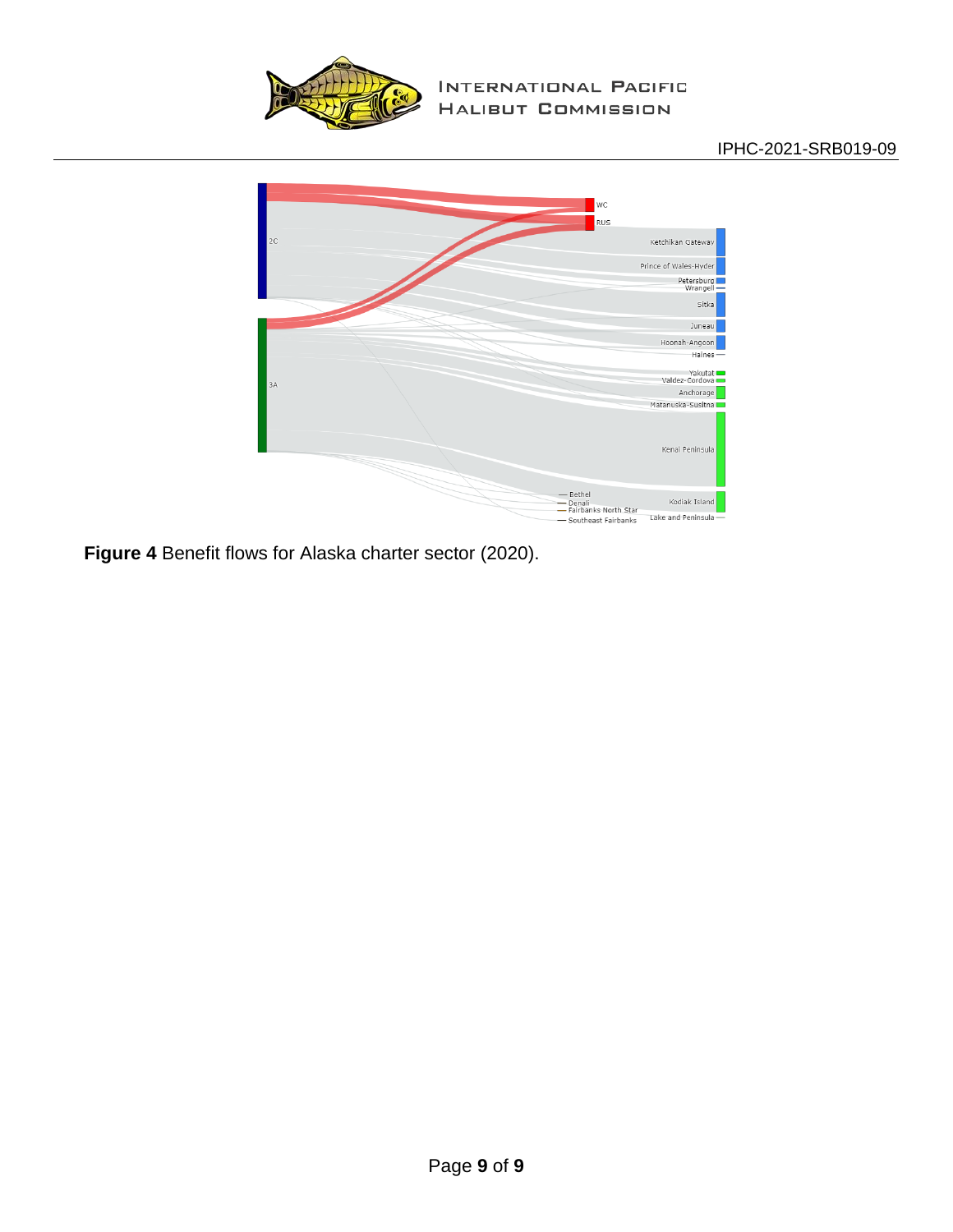2C

3A

WC

RUS

Ketchikan Gateway

Prince of Wales-Hyder

Petersburg

Wrangell

Sitka

Juneau

Hoonah-Angoon

Haines

Yakutat

Valdez-Cordova

Anchorage

Matanuska-Susitna

Kenai Peninsula

Bethel

Denali

Fairbanks North Star

Southeast Fairbanks

Kodiak Island

Lake and Peninsula

**Figure 4** Benefit flows for Alaska charter sector (2020).